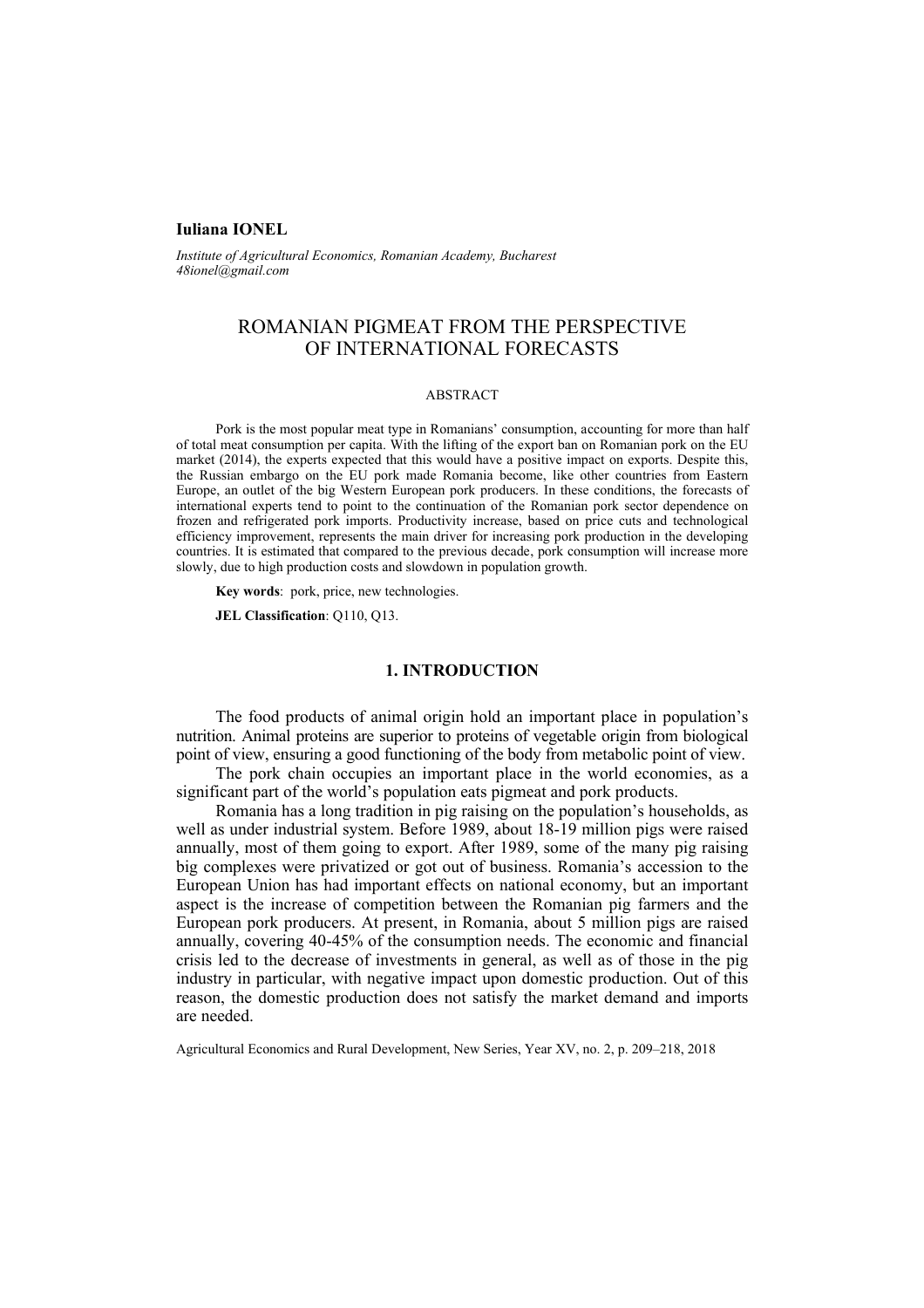**Iuliana IONEL**

*Institute of Agricultural Economics, Romanian Academy, Bucharest*
*48ionel@gmail.com*

# ROMANIAN PIGMEAT FROM THE PERSPECTIVE OF INTERNATIONAL FORECASTS

ABSTRACT

Pork is the most popular meat type in Romanians' consumption, accounting for more than half of total meat consumption per capita. With the lifting of the export ban on Romanian pork on the EU market (2014), the experts expected that this would have a positive impact on exports. Despite this, the Russian embargo on the EU pork made Romania become, like other countries from Eastern Europe, an outlet of the big Western European pork producers. In these conditions, the forecasts of international experts tend to point to the continuation of the Romanian pork sector dependence on frozen and refrigerated pork imports. Productivity increase, based on price cuts and technological efficiency improvement, represents the main driver for increasing pork production in the developing countries. It is estimated that compared to the previous decade, pork consumption will increase more slowly, due to high production costs and slowdown in population growth.

**Key words**: pork, price, new technologies.

**JEL Classification**: Q110, Q13.

## 1. INTRODUCTION

The food products of animal origin hold an important place in population's nutrition. Animal proteins are superior to proteins of vegetable origin from biological point of view, ensuring a good functioning of the body from metabolic point of view.

The pork chain occupies an important place in the world economies, as a significant part of the world's population eats pigmeat and pork products.

Romania has a long tradition in pig raising on the population's households, as well as under industrial system. Before 1989, about 18-19 million pigs were raised annually, most of them going to export. After 1989, some of the many pig raising big complexes were privatized or got out of business. Romania's accession to the European Union has had important effects on national economy, but an important aspect is the increase of competition between the Romanian pig farmers and the European pork producers. At present, in Romania, about 5 million pigs are raised annually, covering 40-45% of the consumption needs. The economic and financial crisis led to the decrease of investments in general, as well as of those in the pig industry in particular, with negative impact upon domestic production. Out of this reason, the domestic production does not satisfy the market demand and imports are needed.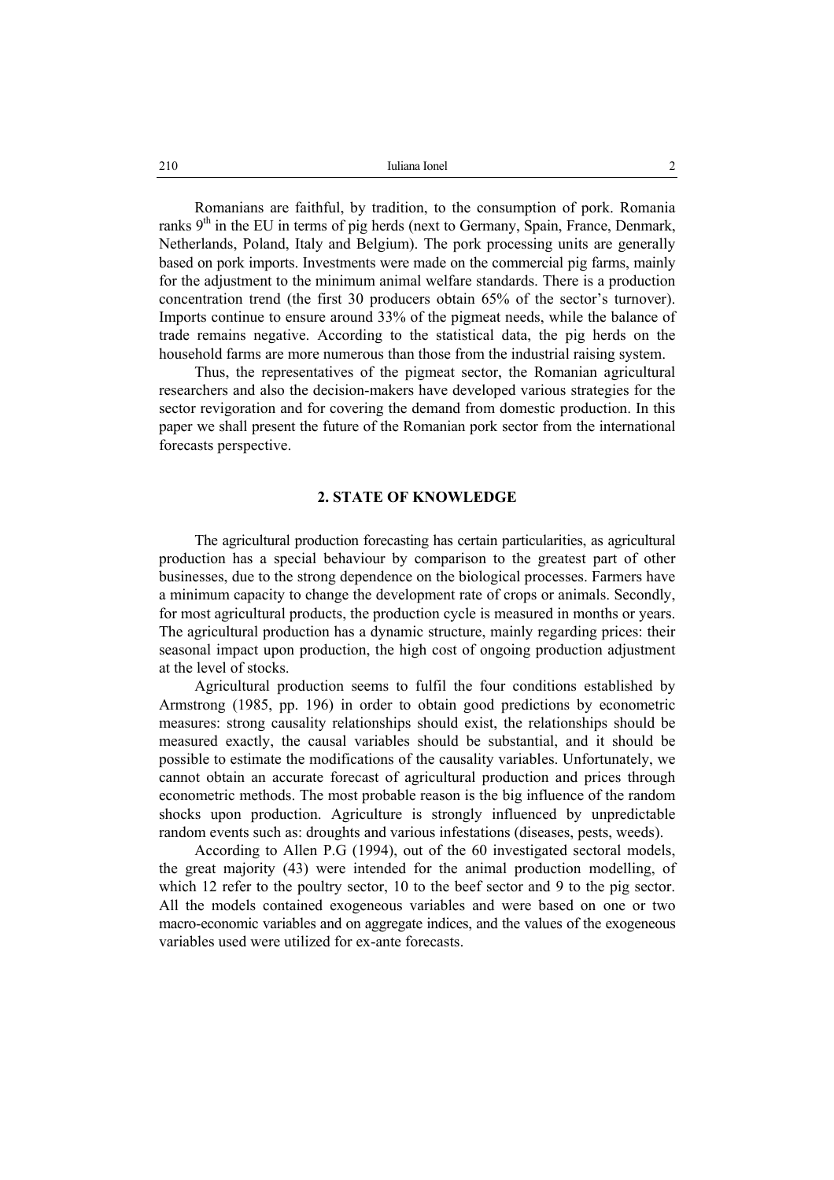Romanians are faithful, by tradition, to the consumption of pork. Romania ranks 9th in the EU in terms of pig herds (next to Germany, Spain, France, Denmark, Netherlands, Poland, Italy and Belgium). The pork processing units are generally based on pork imports. Investments were made on the commercial pig farms, mainly for the adjustment to the minimum animal welfare standards. There is a production concentration trend (the first 30 producers obtain 65% of the sector's turnover). Imports continue to ensure around 33% of the pigmeat needs, while the balance of trade remains negative. According to the statistical data, the pig herds on the household farms are more numerous than those from the industrial raising system.

Thus, the representatives of the pigmeat sector, the Romanian agricultural researchers and also the decision-makers have developed various strategies for the sector revigoration and for covering the demand from domestic production. In this paper we shall present the future of the Romanian pork sector from the international forecasts perspective.

## 2. STATE OF KNOWLEDGE

The agricultural production forecasting has certain particularities, as agricultural production has a special behaviour by comparison to the greatest part of other businesses, due to the strong dependence on the biological processes. Farmers have a minimum capacity to change the development rate of crops or animals. Secondly, for most agricultural products, the production cycle is measured in months or years. The agricultural production has a dynamic structure, mainly regarding prices: their seasonal impact upon production, the high cost of ongoing production adjustment at the level of stocks.

Agricultural production seems to fulfil the four conditions established by Armstrong (1985, pp. 196) in order to obtain good predictions by econometric measures: strong causality relationships should exist, the relationships should be measured exactly, the causal variables should be substantial, and it should be possible to estimate the modifications of the causality variables. Unfortunately, we cannot obtain an accurate forecast of agricultural production and prices through econometric methods. The most probable reason is the big influence of the random shocks upon production. Agriculture is strongly influenced by unpredictable random events such as: droughts and various infestations (diseases, pests, weeds).

According to Allen P.G (1994), out of the 60 investigated sectoral models, the great majority (43) were intended for the animal production modelling, of which 12 refer to the poultry sector, 10 to the beef sector and 9 to the pig sector. All the models contained exogeneous variables and were based on one or two macro-economic variables and on aggregate indices, and the values of the exogeneous variables used were utilized for ex-ante forecasts.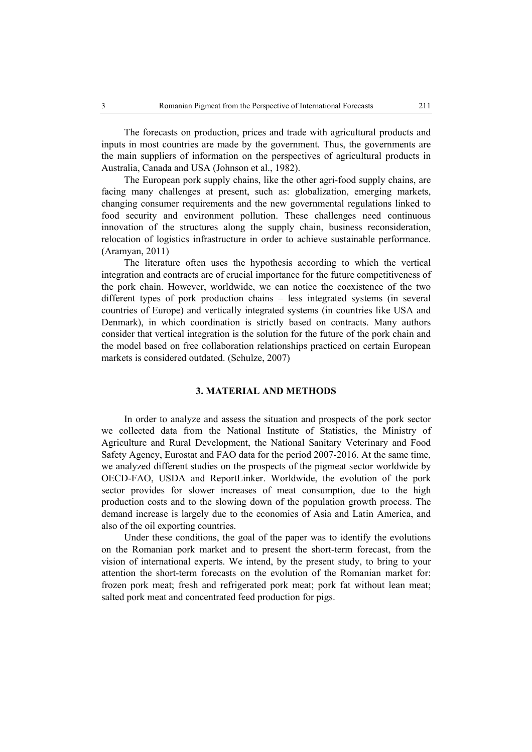The forecasts on production, prices and trade with agricultural products and inputs in most countries are made by the government. Thus, the governments are the main suppliers of information on the perspectives of agricultural products in Australia, Canada and USA (Johnson et al., 1982).

The European pork supply chains, like the other agri-food supply chains, are facing many challenges at present, such as: globalization, emerging markets, changing consumer requirements and the new governmental regulations linked to food security and environment pollution. These challenges need continuous innovation of the structures along the supply chain, business reconsideration, relocation of logistics infrastructure in order to achieve sustainable performance. (Aramyan, 2011)

The literature often uses the hypothesis according to which the vertical integration and contracts are of crucial importance for the future competitiveness of the pork chain. However, worldwide, we can notice the coexistence of the two different types of pork production chains – less integrated systems (in several countries of Europe) and vertically integrated systems (in countries like USA and Denmark), in which coordination is strictly based on contracts. Many authors consider that vertical integration is the solution for the future of the pork chain and the model based on free collaboration relationships practiced on certain European markets is considered outdated. (Schulze, 2007)

## 3. MATERIAL AND METHODS

In order to analyze and assess the situation and prospects of the pork sector we collected data from the National Institute of Statistics, the Ministry of Agriculture and Rural Development, the National Sanitary Veterinary and Food Safety Agency, Eurostat and FAO data for the period 2007-2016. At the same time, we analyzed different studies on the prospects of the pigmeat sector worldwide by OECD-FAO, USDA and ReportLinker. Worldwide, the evolution of the pork sector provides for slower increases of meat consumption, due to the high production costs and to the slowing down of the population growth process. The demand increase is largely due to the economies of Asia and Latin America, and also of the oil exporting countries.

Under these conditions, the goal of the paper was to identify the evolutions on the Romanian pork market and to present the short-term forecast, from the vision of international experts. We intend, by the present study, to bring to your attention the short-term forecasts on the evolution of the Romanian market for: frozen pork meat; fresh and refrigerated pork meat; pork fat without lean meat; salted pork meat and concentrated feed production for pigs.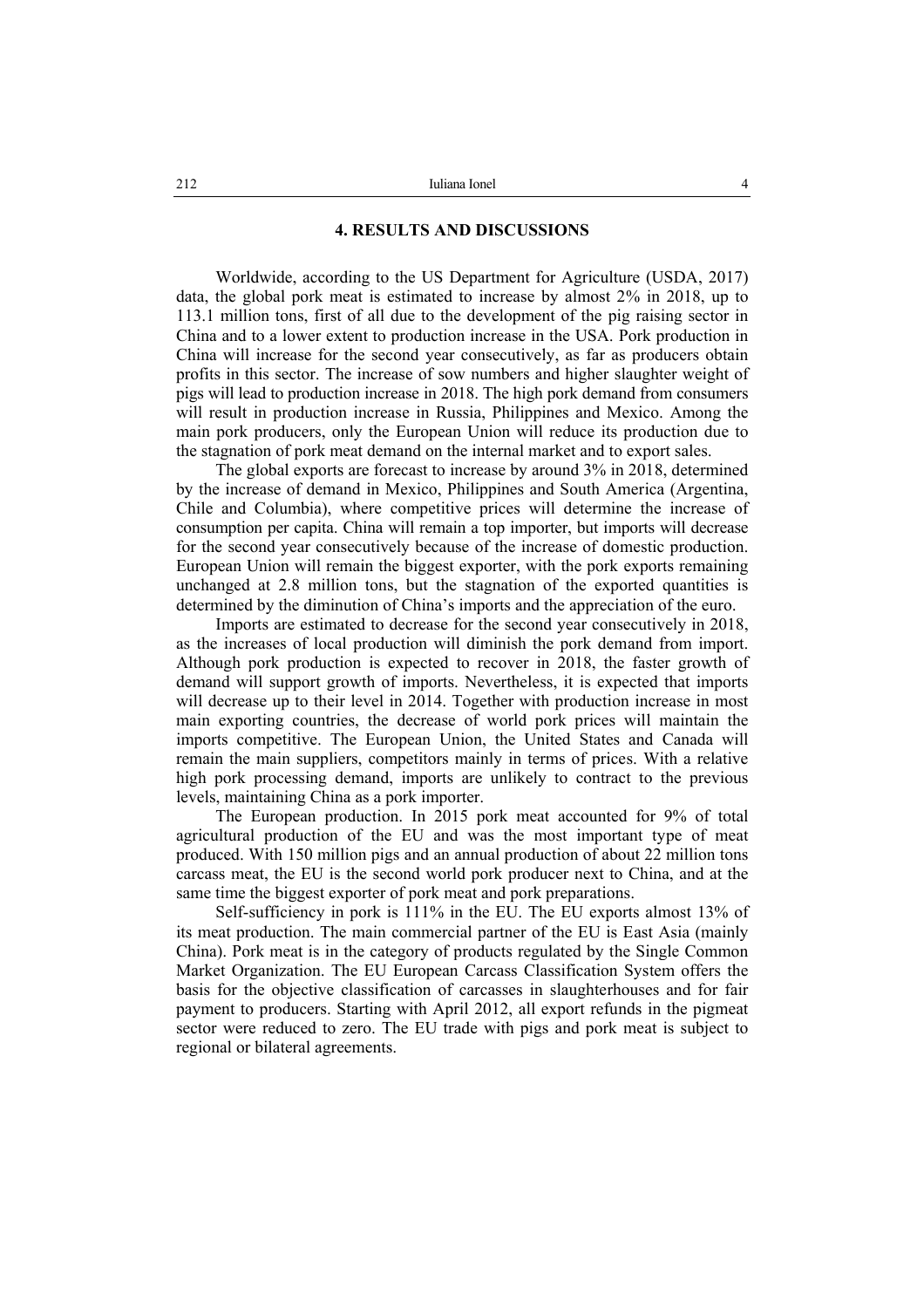## 4. RESULTS AND DISCUSSIONS

Worldwide, according to the US Department for Agriculture (USDA, 2017) data, the global pork meat is estimated to increase by almost 2% in 2018, up to 113.1 million tons, first of all due to the development of the pig raising sector in China and to a lower extent to production increase in the USA. Pork production in China will increase for the second year consecutively, as far as producers obtain profits in this sector. The increase of sow numbers and higher slaughter weight of pigs will lead to production increase in 2018. The high pork demand from consumers will result in production increase in Russia, Philippines and Mexico. Among the main pork producers, only the European Union will reduce its production due to the stagnation of pork meat demand on the internal market and to export sales.

The global exports are forecast to increase by around 3% in 2018, determined by the increase of demand in Mexico, Philippines and South America (Argentina, Chile and Columbia), where competitive prices will determine the increase of consumption per capita. China will remain a top importer, but imports will decrease for the second year consecutively because of the increase of domestic production. European Union will remain the biggest exporter, with the pork exports remaining unchanged at 2.8 million tons, but the stagnation of the exported quantities is determined by the diminution of China's imports and the appreciation of the euro.

Imports are estimated to decrease for the second year consecutively in 2018, as the increases of local production will diminish the pork demand from import. Although pork production is expected to recover in 2018, the faster growth of demand will support growth of imports. Nevertheless, it is expected that imports will decrease up to their level in 2014. Together with production increase in most main exporting countries, the decrease of world pork prices will maintain the imports competitive. The European Union, the United States and Canada will remain the main suppliers, competitors mainly in terms of prices. With a relative high pork processing demand, imports are unlikely to contract to the previous levels, maintaining China as a pork importer.

The European production. In 2015 pork meat accounted for 9% of total agricultural production of the EU and was the most important type of meat produced. With 150 million pigs and an annual production of about 22 million tons carcass meat, the EU is the second world pork producer next to China, and at the same time the biggest exporter of pork meat and pork preparations.

Self-sufficiency in pork is 111% in the EU. The EU exports almost 13% of its meat production. The main commercial partner of the EU is East Asia (mainly China). Pork meat is in the category of products regulated by the Single Common Market Organization. The EU European Carcass Classification System offers the basis for the objective classification of carcasses in slaughterhouses and for fair payment to producers. Starting with April 2012, all export refunds in the pigmeat sector were reduced to zero. The EU trade with pigs and pork meat is subject to regional or bilateral agreements.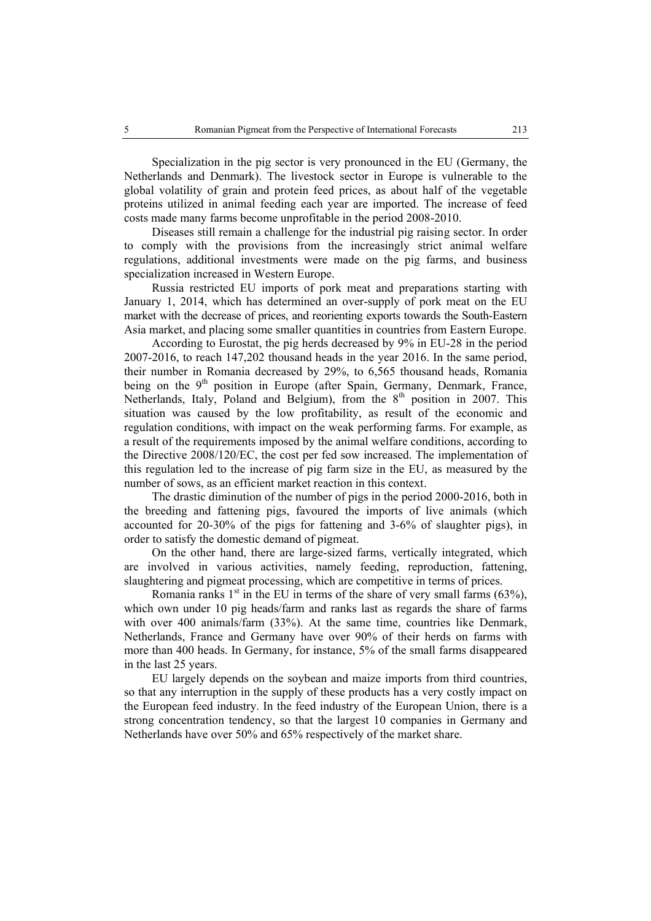Specialization in the pig sector is very pronounced in the EU (Germany, the Netherlands and Denmark). The livestock sector in Europe is vulnerable to the global volatility of grain and protein feed prices, as about half of the vegetable proteins utilized in animal feeding each year are imported. The increase of feed costs made many farms become unprofitable in the period 2008-2010.

Diseases still remain a challenge for the industrial pig raising sector. In order to comply with the provisions from the increasingly strict animal welfare regulations, additional investments were made on the pig farms, and business specialization increased in Western Europe.

Russia restricted EU imports of pork meat and preparations starting with January 1, 2014, which has determined an over-supply of pork meat on the EU market with the decrease of prices, and reorienting exports towards the South-Eastern Asia market, and placing some smaller quantities in countries from Eastern Europe.

According to Eurostat, the pig herds decreased by 9% in EU-28 in the period 2007-2016, to reach 147,202 thousand heads in the year 2016. In the same period, their number in Romania decreased by 29%, to 6,565 thousand heads, Romania being on the 9th position in Europe (after Spain, Germany, Denmark, France, Netherlands, Italy, Poland and Belgium), from the 8th position in 2007. This situation was caused by the low profitability, as result of the economic and regulation conditions, with impact on the weak performing farms. For example, as a result of the requirements imposed by the animal welfare conditions, according to the Directive 2008/120/EC, the cost per fed sow increased. The implementation of this regulation led to the increase of pig farm size in the EU, as measured by the number of sows, as an efficient market reaction in this context.

The drastic diminution of the number of pigs in the period 2000-2016, both in the breeding and fattening pigs, favoured the imports of live animals (which accounted for 20-30% of the pigs for fattening and 3-6% of slaughter pigs), in order to satisfy the domestic demand of pigmeat.

On the other hand, there are large-sized farms, vertically integrated, which are involved in various activities, namely feeding, reproduction, fattening, slaughtering and pigmeat processing, which are competitive in terms of prices.

Romania ranks 1st in the EU in terms of the share of very small farms (63%), which own under 10 pig heads/farm and ranks last as regards the share of farms with over 400 animals/farm (33%). At the same time, countries like Denmark, Netherlands, France and Germany have over 90% of their herds on farms with more than 400 heads. In Germany, for instance, 5% of the small farms disappeared in the last 25 years.

EU largely depends on the soybean and maize imports from third countries, so that any interruption in the supply of these products has a very costly impact on the European feed industry. In the feed industry of the European Union, there is a strong concentration tendency, so that the largest 10 companies in Germany and Netherlands have over 50% and 65% respectively of the market share.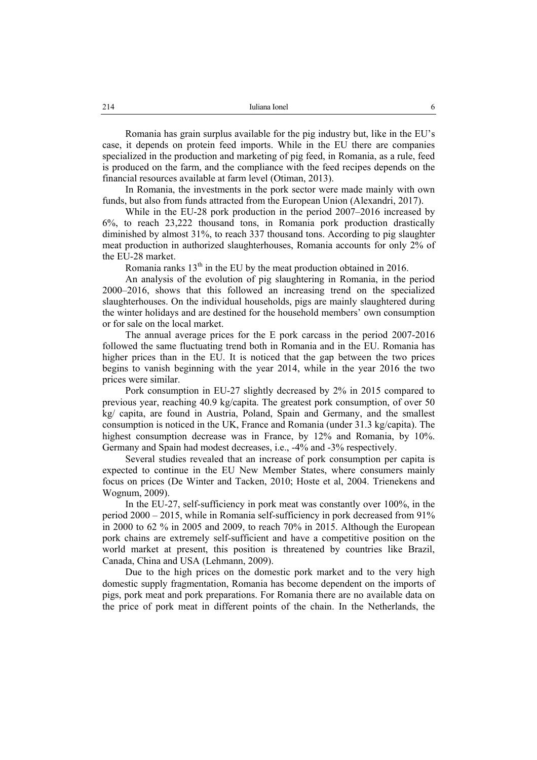Romania has grain surplus available for the pig industry but, like in the EU's case, it depends on protein feed imports. While in the EU there are companies specialized in the production and marketing of pig feed, in Romania, as a rule, feed is produced on the farm, and the compliance with the feed recipes depends on the financial resources available at farm level (Otiman, 2013).

In Romania, the investments in the pork sector were made mainly with own funds, but also from funds attracted from the European Union (Alexandri, 2017).

While in the EU-28 pork production in the period 2007–2016 increased by 6%, to reach 23,222 thousand tons, in Romania pork production drastically diminished by almost 31%, to reach 337 thousand tons. According to pig slaughter meat production in authorized slaughterhouses, Romania accounts for only 2% of the EU-28 market.

Romania ranks 13th in the EU by the meat production obtained in 2016.

An analysis of the evolution of pig slaughtering in Romania, in the period 2000–2016, shows that this followed an increasing trend on the specialized slaughterhouses. On the individual households, pigs are mainly slaughtered during the winter holidays and are destined for the household members' own consumption or for sale on the local market.

The annual average prices for the E pork carcass in the period 2007-2016 followed the same fluctuating trend both in Romania and in the EU. Romania has higher prices than in the EU. It is noticed that the gap between the two prices begins to vanish beginning with the year 2014, while in the year 2016 the two prices were similar.

Pork consumption in EU-27 slightly decreased by 2% in 2015 compared to previous year, reaching 40.9 kg/capita. The greatest pork consumption, of over 50 kg/ capita, are found in Austria, Poland, Spain and Germany, and the smallest consumption is noticed in the UK, France and Romania (under 31.3 kg/capita). The highest consumption decrease was in France, by 12% and Romania, by 10%. Germany and Spain had modest decreases, i.e., -4% and -3% respectively.

Several studies revealed that an increase of pork consumption per capita is expected to continue in the EU New Member States, where consumers mainly focus on prices (De Winter and Tacken, 2010; Hoste et al, 2004. Trienekens and Wognum, 2009).

In the EU-27, self-sufficiency in pork meat was constantly over 100%, in the period 2000 – 2015, while in Romania self-sufficiency in pork decreased from 91% in 2000 to 62 % in 2005 and 2009, to reach 70% in 2015. Although the European pork chains are extremely self-sufficient and have a competitive position on the world market at present, this position is threatened by countries like Brazil, Canada, China and USA (Lehmann, 2009).

Due to the high prices on the domestic pork market and to the very high domestic supply fragmentation, Romania has become dependent on the imports of pigs, pork meat and pork preparations. For Romania there are no available data on the price of pork meat in different points of the chain. In the Netherlands, the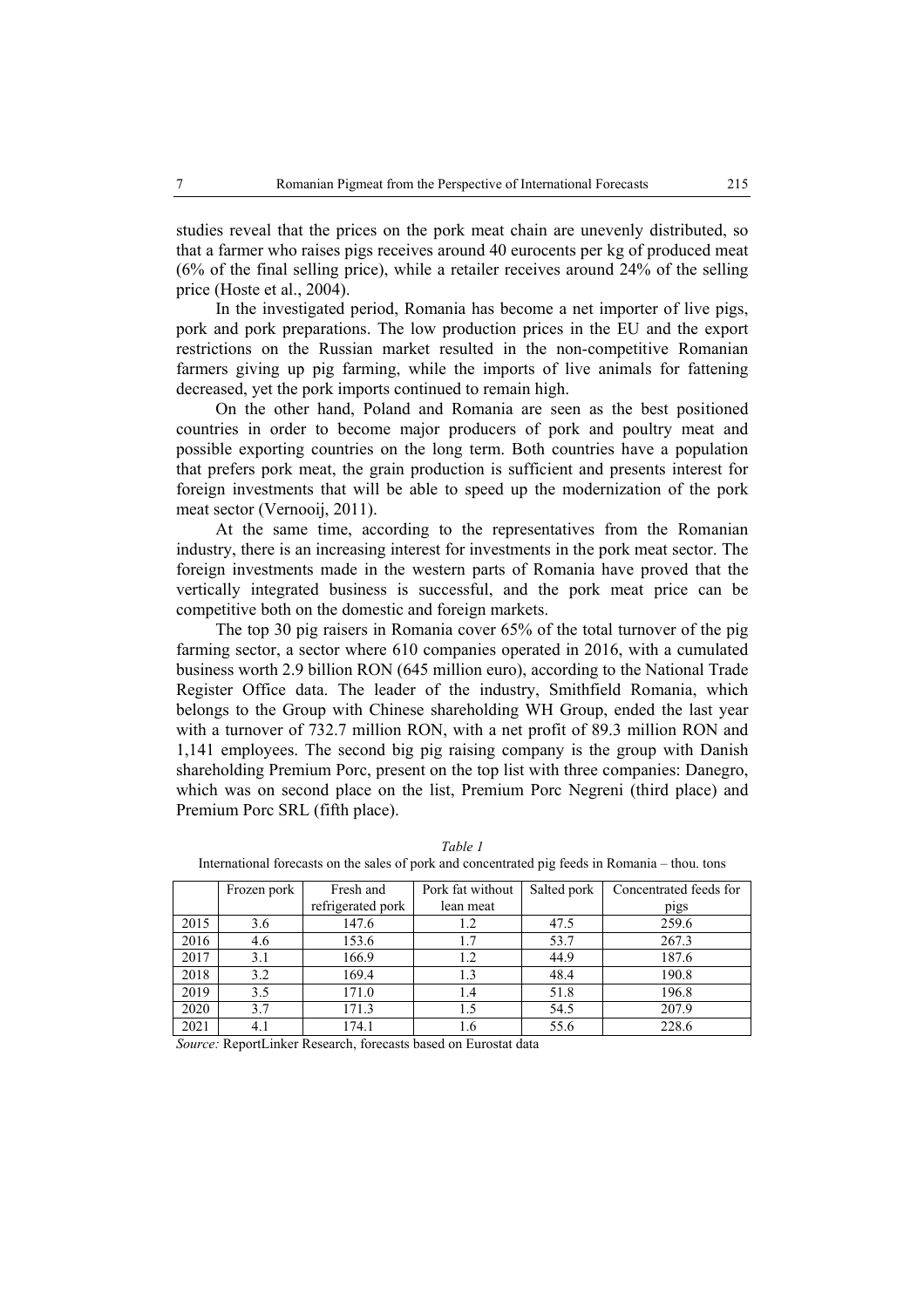studies reveal that the prices on the pork meat chain are unevenly distributed, so that a farmer who raises pigs receives around 40 eurocents per kg of produced meat (6% of the final selling price), while a retailer receives around 24% of the selling price (Hoste et al., 2004).

In the investigated period, Romania has become a net importer of live pigs, pork and pork preparations. The low production prices in the EU and the export restrictions on the Russian market resulted in the non-competitive Romanian farmers giving up pig farming, while the imports of live animals for fattening decreased, yet the pork imports continued to remain high.

On the other hand, Poland and Romania are seen as the best positioned countries in order to become major producers of pork and poultry meat and possible exporting countries on the long term. Both countries have a population that prefers pork meat, the grain production is sufficient and presents interest for foreign investments that will be able to speed up the modernization of the pork meat sector (Vernooij, 2011).

At the same time, according to the representatives from the Romanian industry, there is an increasing interest for investments in the pork meat sector. The foreign investments made in the western parts of Romania have proved that the vertically integrated business is successful, and the pork meat price can be competitive both on the domestic and foreign markets.

The top 30 pig raisers in Romania cover 65% of the total turnover of the pig farming sector, a sector where 610 companies operated in 2016, with a cumulated business worth 2.9 billion RON (645 million euro), according to the National Trade Register Office data. The leader of the industry, Smithfield Romania, which belongs to the Group with Chinese shareholding WH Group, ended the last year with a turnover of 732.7 million RON, with a net profit of 89.3 million RON and 1,141 employees. The second big pig raising company is the group with Danish shareholding Premium Porc, present on the top list with three companies: Danegro, which was on second place on the list, Premium Porc Negreni (third place) and Premium Porc SRL (fifth place).

*Table 1*

International forecasts on the sales of pork and concentrated pig feeds in Romania – thou. tons

| | Frozen pork | Fresh and refrigerated pork | Pork fat without lean meat | Salted pork | Concentrated feeds for pigs |
|---|---|---|---|---|---|
| 2015 | 3.6 | 147.6 | 1.2 | 47.5 | 259.6 |
| 2016 | 4.6 | 153.6 | 1.7 | 53.7 | 267.3 |
| 2017 | 3.1 | 166.9 | 1.2 | 44.9 | 187.6 |
| 2018 | 3.2 | 169.4 | 1.3 | 48.4 | 190.8 |
| 2019 | 3.5 | 171.0 | 1.4 | 51.8 | 196.8 |
| 2020 | 3.7 | 171.3 | 1.5 | 54.5 | 207.9 |
| 2021 | 4.1 | 174.1 | 1.6 | 55.6 | 228.6 |

*Source:* ReportLinker Research, forecasts based on Eurostat data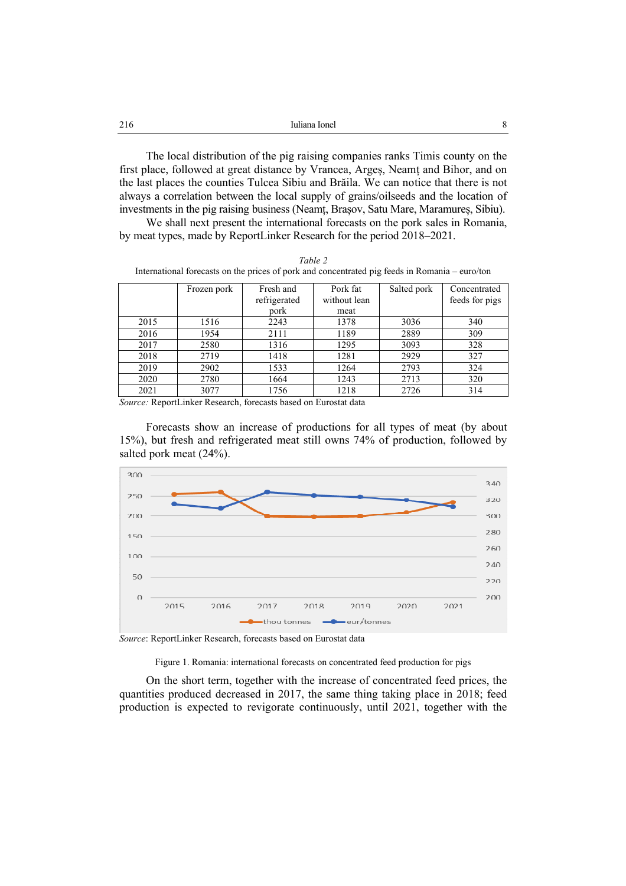The local distribution of the pig raising companies ranks Timis county on the first place, followed at great distance by Vrancea, Argeș, Neamț and Bihor, and on the last places the counties Tulcea Sibiu and Brăila. We can notice that there is not always a correlation between the local supply of grains/oilseeds and the location of investments in the pig raising business (Neamț, Brașov, Satu Mare, Maramureș, Sibiu).

We shall next present the international forecasts on the pork sales in Romania, by meat types, made by ReportLinker Research for the period 2018–2021.

*Table 2*

International forecasts on the prices of pork and concentrated pig feeds in Romania – euro/ton

| | Frozen pork | Fresh and refrigerated pork | Pork fat without lean meat | Salted pork | Concentrated feeds for pigs |
|---|---|---|---|---|---|
| 2015 | 1516 | 2243 | 1378 | 3036 | 340 |
| 2016 | 1954 | 2111 | 1189 | 2889 | 309 |
| 2017 | 2580 | 1316 | 1295 | 3093 | 328 |
| 2018 | 2719 | 1418 | 1281 | 2929 | 327 |
| 2019 | 2902 | 1533 | 1264 | 2793 | 324 |
| 2020 | 2780 | 1664 | 1243 | 2713 | 320 |
| 2021 | 3077 | 1756 | 1218 | 2726 | 314 |

*Source:* ReportLinker Research, forecasts based on Eurostat data

Forecasts show an increase of productions for all types of meat (by about 15%), but fresh and refrigerated meat still owns 74% of production, followed by salted pork meat (24%).

300
250
200
150
100
50
0

340
320
300
280
260
240
220
200

2015 2016 2017 2018 2019 2020 2021

thou tonnes
eur/tonnes

*Source*: ReportLinker Research, forecasts based on Eurostat data

Figure 1. Romania: international forecasts on concentrated feed production for pigs

On the short term, together with the increase of concentrated feed prices, the quantities produced decreased in 2017, the same thing taking place in 2018; feed production is expected to revigorate continuously, until 2021, together with the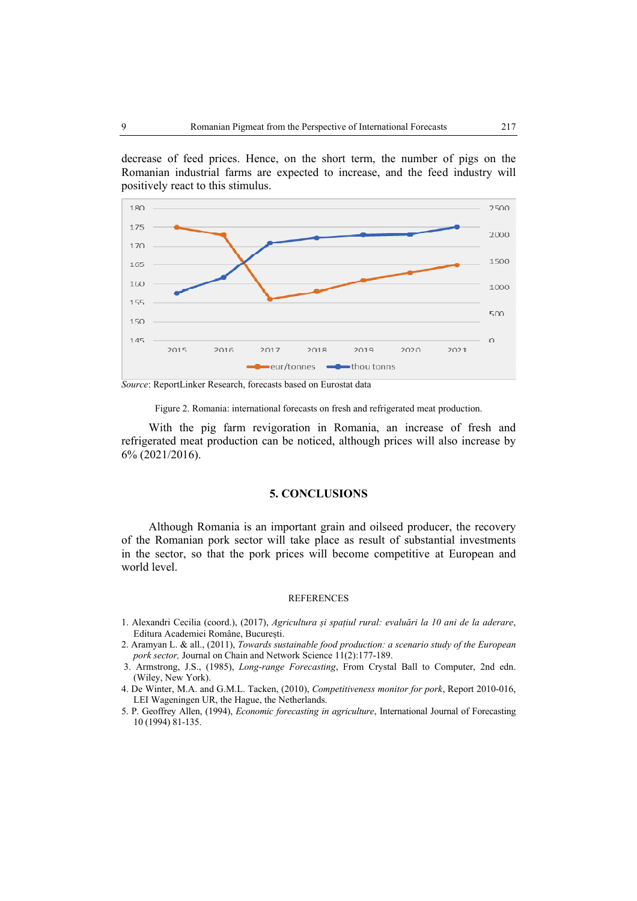decrease of feed prices. Hence, on the short term, the number of pigs on the Romanian industrial farms are expected to increase, and the feed industry will positively react to this stimulus.

180
175
170
165
160
155
150
145

2500
2000
1500
1000
500
0

2015 2016 2017 2018 2019 2020 2021

eur/tonnes thou tonns

*Source*: ReportLinker Research, forecasts based on Eurostat data

Figure 2. Romania: international forecasts on fresh and refrigerated meat production.

With the pig farm revigoration in Romania, an increase of fresh and refrigerated meat production can be noticed, although prices will also increase by 6% (2021/2016).

## 5. CONCLUSIONS

Although Romania is an important grain and oilseed producer, the recovery of the Romanian pork sector will take place as result of substantial investments in the sector, so that the pork prices will become competitive at European and world level.

### REFERENCES

1. Alexandri Cecilia (coord.), (2017), *Agricultura și spațiul rural: evaluări la 10 ani de la aderare*, Editura Academiei Române, București.
2. Aramyan L. & all., (2011), *Towards sustainable food production: a scenario study of the European pork sector,* Journal on Chain and Network Science 11(2):177-189.
3. Armstrong, J.S., (1985), *Long-range Forecasting*, From Crystal Ball to Computer, 2nd edn. (Wiley, New York).
4. De Winter, M.A. and G.M.L. Tacken, (2010), *Competitiveness monitor for pork*, Report 2010-016, LEI Wageningen UR, the Hague, the Netherlands.
5. P. Geoffrey Allen, (1994), *Economic forecasting in agriculture*, International Journal of Forecasting 10 (1994) 81-135.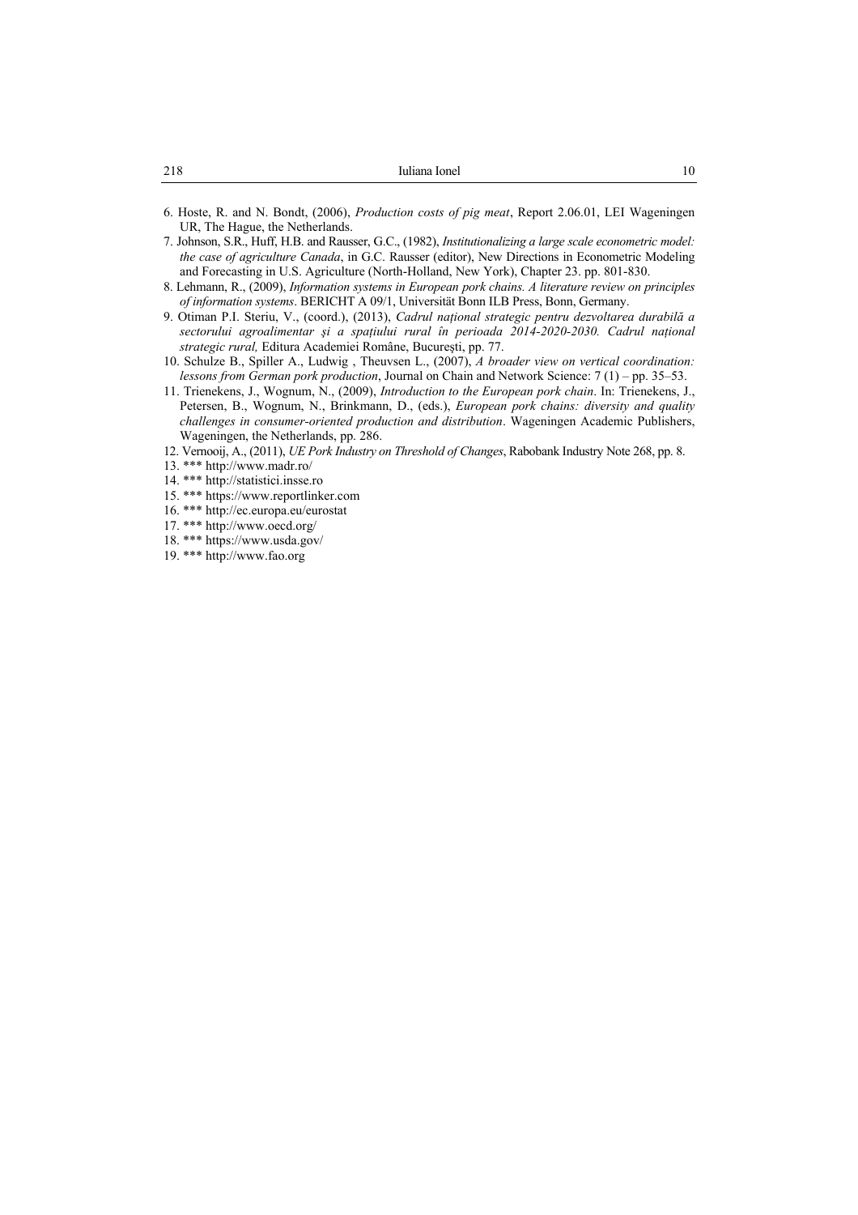6. Hoste, R. and N. Bondt, (2006), *Production costs of pig meat*, Report 2.06.01, LEI Wageningen UR, The Hague, the Netherlands.
7. Johnson, S.R., Huff, H.B. and Rausser, G.C., (1982), *Institutionalizing a large scale econometric model: the case of agriculture Canada*, in G.C. Rausser (editor), New Directions in Econometric Modeling and Forecasting in U.S. Agriculture (North-Holland, New York), Chapter 23. pp. 801-830.
8. Lehmann, R., (2009), *Information systems in European pork chains. A literature review on principles of information systems*. BERICHT A 09/1, Universität Bonn ILB Press, Bonn, Germany.
9. Otiman P.I. Steriu, V., (coord.), (2013), *Cadrul național strategic pentru dezvoltarea durabilă a sectorului agroalimentar şi a spaţiului rural în perioada 2014-2020-2030. Cadrul național strategic rural,* Editura Academiei Române, Bucureşti, pp. 77.
10. Schulze B., Spiller A., Ludwig , Theuvsen L., (2007), *A broader view on vertical coordination: lessons from German pork production*, Journal on Chain and Network Science: 7 (1) – pp. 35–53.
11. Trienekens, J., Wognum, N., (2009), *Introduction to the European pork chain*. In: Trienekens, J., Petersen, B., Wognum, N., Brinkmann, D., (eds.), *European pork chains: diversity and quality challenges in consumer-oriented production and distribution*. Wageningen Academic Publishers, Wageningen, the Netherlands, pp. 286.
12. Vernooij, A., (2011), *UE Pork Industry on Threshold of Changes*, Rabobank Industry Note 268, pp. 8.
13. *** http://www.madr.ro/
14. *** http://statistici.insse.ro
15. *** https://www.reportlinker.com
16. *** http://ec.europa.eu/eurostat
17. *** http://www.oecd.org/
18. *** https://www.usda.gov/
19. *** http://www.fao.org